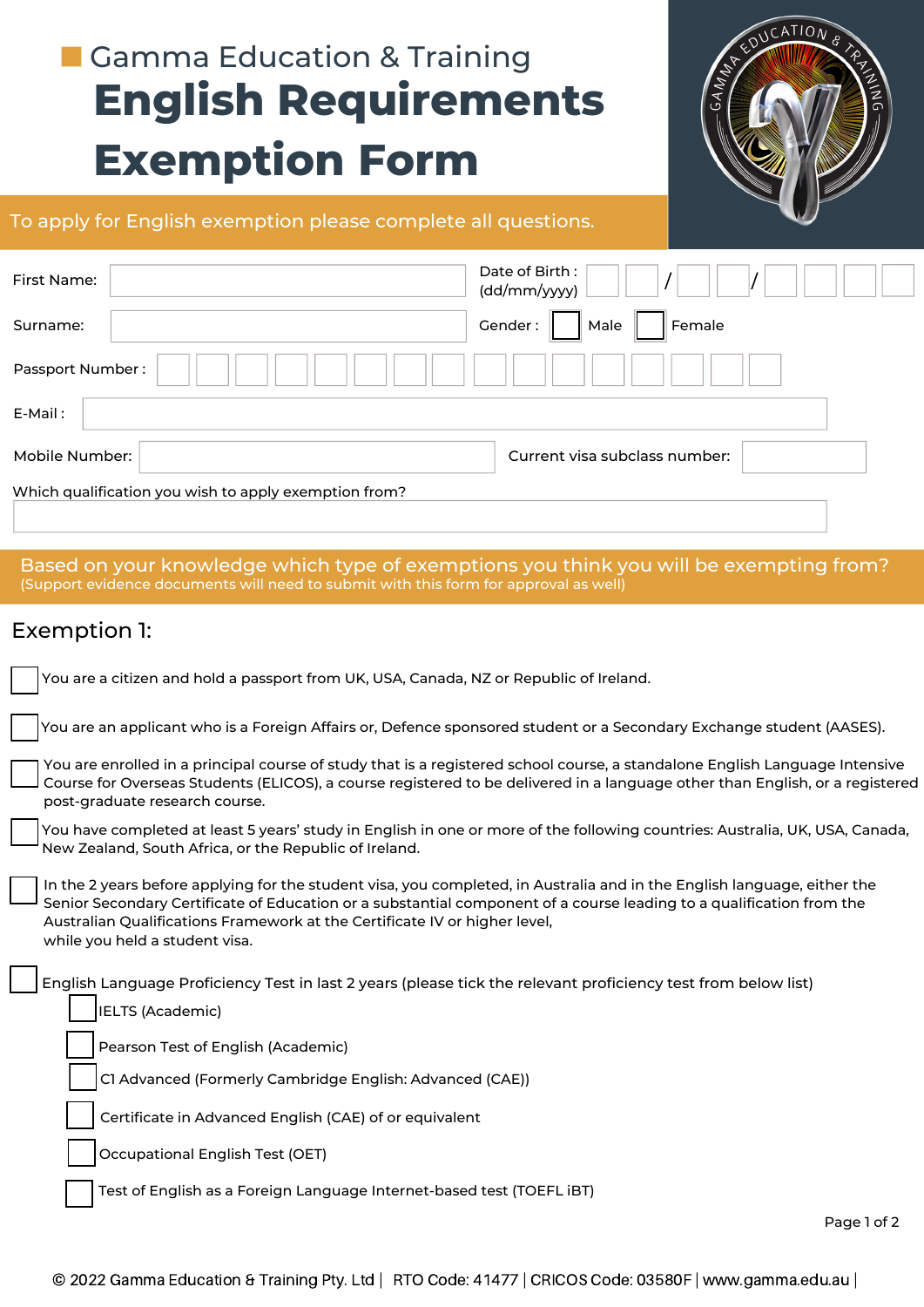Gamma Education & Training

# English Requirements Exemption Form

To apply for English exemption please complete all questions.

First Name: ______________________  Date of Birth : (dd/mm/yyyy) ☐☐ / ☐☐ / ☐☐☐☐

Surname: ______________________  Gender : ☐ Male ☐ Female

Passport Number : ☐☐☐☐☐☐☐☐☐☐☐☐☐☐☐☐

E-Mail : ______________________

Mobile Number: ______________________  Current visa subclass number: ____________

Which qualification you wish to apply exemption from?

______________________

## Based on your knowledge which type of exemptions you think you will be exempting from?

(Support evidence documents will need to submit with this form for approval as well)

### Exemption 1:

- ☐ You are a citizen and hold a passport from UK, USA, Canada, NZ or Republic of Ireland.
- ☐ You are an applicant who is a Foreign Affairs or, Defence sponsored student or a Secondary Exchange student (AASES).
- ☐ You are enrolled in a principal course of study that is a registered school course, a standalone English Language Intensive Course for Overseas Students (ELICOS), a course registered to be delivered in a language other than English, or a registered post-graduate research course.
- ☐ You have completed at least 5 years' study in English in one or more of the following countries: Australia, UK, USA, Canada, New Zealand, South Africa, or the Republic of Ireland.
- ☐ In the 2 years before applying for the student visa, you completed, in Australia and in the English language, either the Senior Secondary Certificate of Education or a substantial component of a course leading to a qualification from the Australian Qualifications Framework at the Certificate IV or higher level, while you held a student visa.
- ☐ English Language Proficiency Test in last 2 years (please tick the relevant proficiency test from below list)
  - ☐ IELTS (Academic)
  - ☐ Pearson Test of English (Academic)
  - ☐ C1 Advanced (Formerly Cambridge English: Advanced (CAE))
  - ☐ Certificate in Advanced English (CAE) of or equivalent
  - ☐ Occupational English Test (OET)
  - ☐ Test of English as a Foreign Language Internet-based test (TOEFL iBT)

© 2022 Gamma Education & Training Pty. Ltd | RTO Code: 41477 | CRICOS Code: 03580F | www.gamma.edu.au |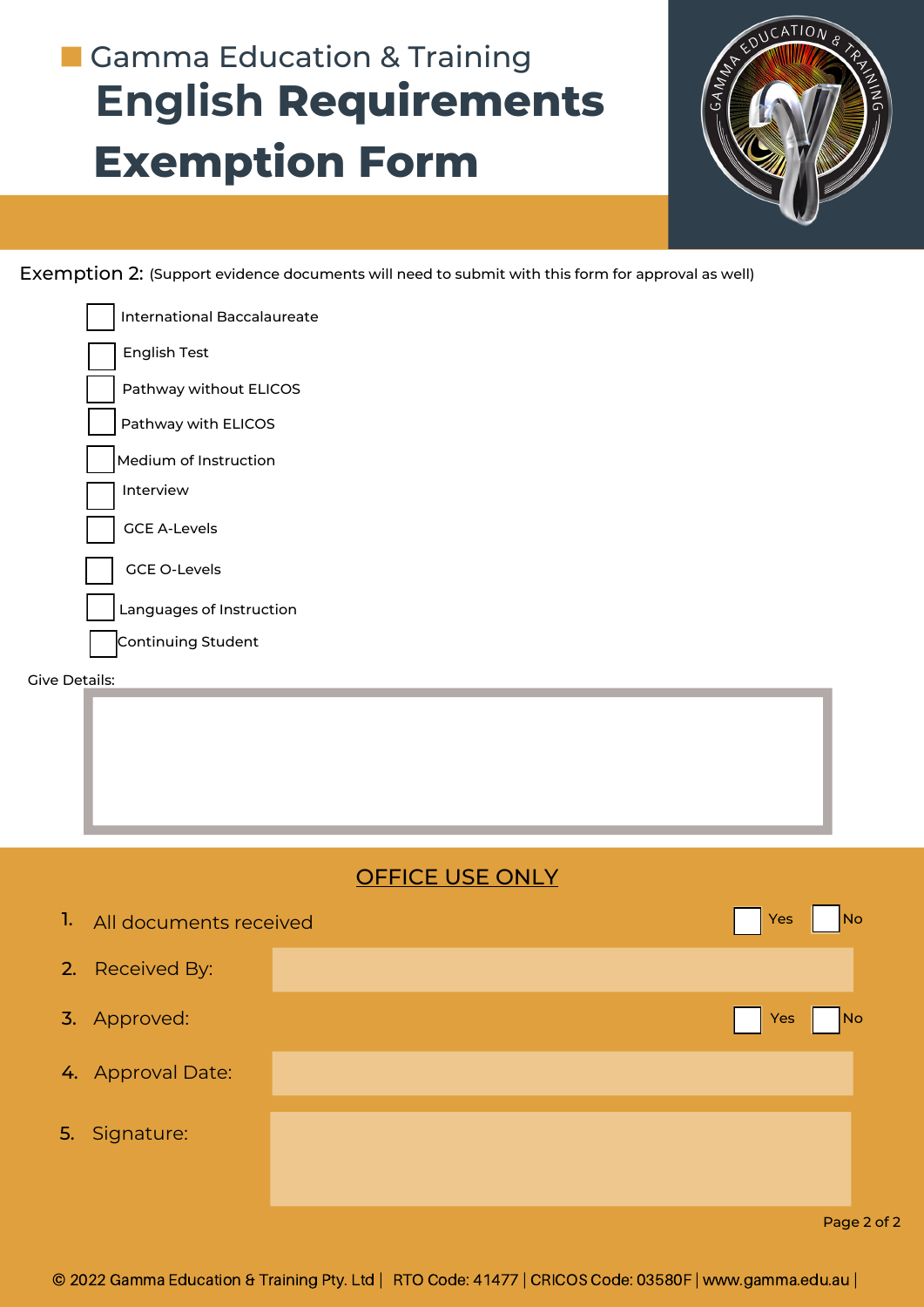Gamma Education & Training

# English Requirements Exemption Form

Exemption 2: (Support evidence documents will need to submit with this form for approval as well)

- ☐ International Baccalaureate
- ☐ English Test
- ☐ Pathway without ELICOS
- ☐ Pathway with ELICOS
- ☐ Medium of Instruction
- ☐ Interview
- ☐ GCE A-Levels
- ☐ GCE O-Levels
- ☐ Languages of Instruction
- ☐ Continuing Student

Give Details:

## OFFICE USE ONLY

1. All documents received ☐ Yes ☐ No
2. Received By:
3. Approved: ☐ Yes ☐ No
4. Approval Date:
5. Signature:

© 2022 Gamma Education & Training Pty. Ltd | RTO Code: 41477 | CRICOS Code: 03580F | www.gamma.edu.au |